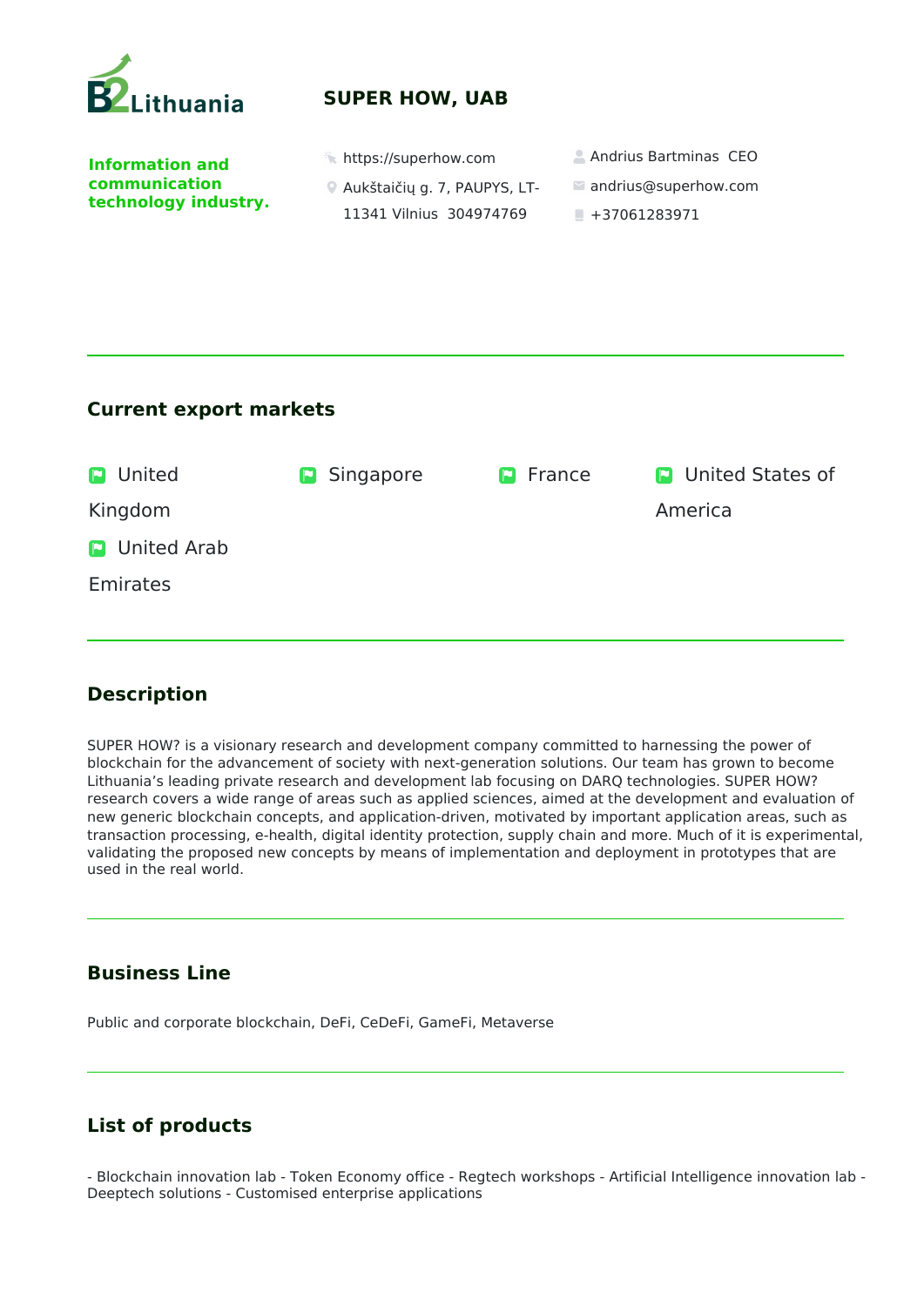B2Lithuania

# SUPER HOW, UAB

**Information and communication technology industry.**

https://superhow.com

Aukštaičių g. 7, PAUPYS, LT-11341 Vilnius 304974769

Andrius Bartminas CEO

andrius@superhow.com

+37061283971

## Current export markets

- United Kingdom
- Singapore
- France
- United States of America
- United Arab Emirates

## Description

SUPER HOW? is a visionary research and development company committed to harnessing the power of blockchain for the advancement of society with next-generation solutions. Our team has grown to become Lithuania's leading private research and development lab focusing on DARQ technologies. SUPER HOW? research covers a wide range of areas such as applied sciences, aimed at the development and evaluation of new generic blockchain concepts, and application-driven, motivated by important application areas, such as transaction processing, e-health, digital identity protection, supply chain and more. Much of it is experimental, validating the proposed new concepts by means of implementation and deployment in prototypes that are used in the real world.

## Business Line

Public and corporate blockchain, DeFi, CeDeFi, GameFi, Metaverse

## List of products

- Blockchain innovation lab - Token Economy office - Regtech workshops - Artificial Intelligence innovation lab - Deeptech solutions - Customised enterprise applications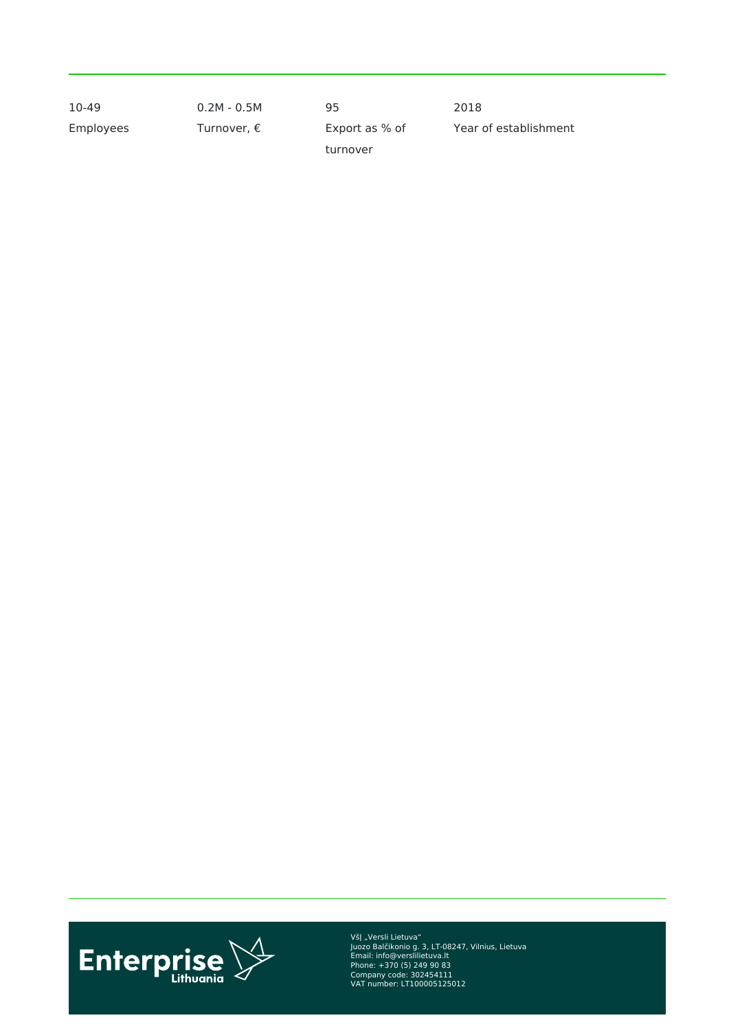| 10-49 | 0.2M - 0.5M | 95 | 2018 |
|---|---|---|---|
| Employees | Turnover, € | Export as % of turnover | Year of establishment |

VšĮ „Versli Lietuva"
Juozo Balčikonio g. 3, LT-08247, Vilnius, Lietuva
Email: info@verslilietuva.lt
Phone: +370 (5) 249 90 83
Company code: 302454111
VAT number: LT100005125012